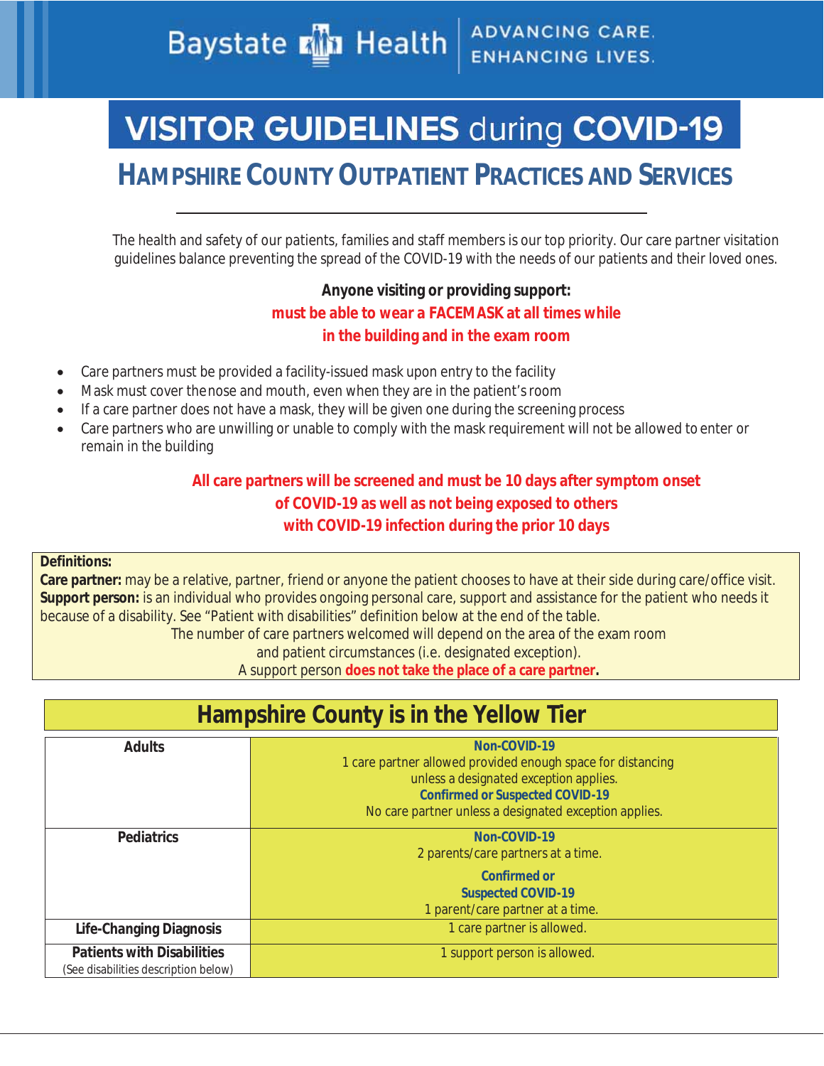Baystate Health ADVANCING CARE. ENHANCING LIVES.

# VISITOR GUIDELINES during COVID-19

## HAMPSHIRE COUNTY OUTPATIENT PRACTICES AND SERVICES

The health and safety of our patients, families and staff members is our top priority. Our care partner visitation guidelines balance preventing the spread of the COVID-19 with the needs of our patients and their loved ones.

**Anyone visiting or providing support:**
**must be able to wear a FACEMASK at all times while in the building and in the exam room**

- Care partners must be provided a facility-issued mask upon entry to the facility
- Mask must cover the nose and mouth, even when they are in the patient's room
- If a care partner does not have a mask, they will be given one during the screening process
- Care partners who are unwilling or unable to comply with the mask requirement will not be allowed to enter or remain in the building

**All care partners will be screened and must be 10 days after symptom onset of COVID-19 as well as not being exposed to others with COVID-19 infection during the prior 10 days**

**Definitions:**
**Care partner:** may be a relative, partner, friend or anyone the patient chooses to have at their side during care/office visit.
**Support person:** is an individual who provides ongoing personal care, support and assistance for the patient who needs it because of a disability. See "Patient with disabilities" definition below at the end of the table.
The number of care partners welcomed will depend on the area of the exam room and patient circumstances (i.e. designated exception).
A support person **does not take the place of a care partner.**

| Hampshire County is in the Yellow Tier | |
|---|---|
| **Adults** | **Non-COVID-19**<br>1 care partner allowed provided enough space for distancing unless a designated exception applies.<br>**Confirmed or Suspected COVID-19**<br>No care partner unless a designated exception applies. |
| **Pediatrics** | **Non-COVID-19**<br>2 parents/care partners at a time.<br>**Confirmed or Suspected COVID-19**<br>1 parent/care partner at a time. |
| **Life-Changing Diagnosis** | 1 care partner is allowed. |
| **Patients with Disabilities**<br>(See disabilities description below) | 1 support person is allowed. |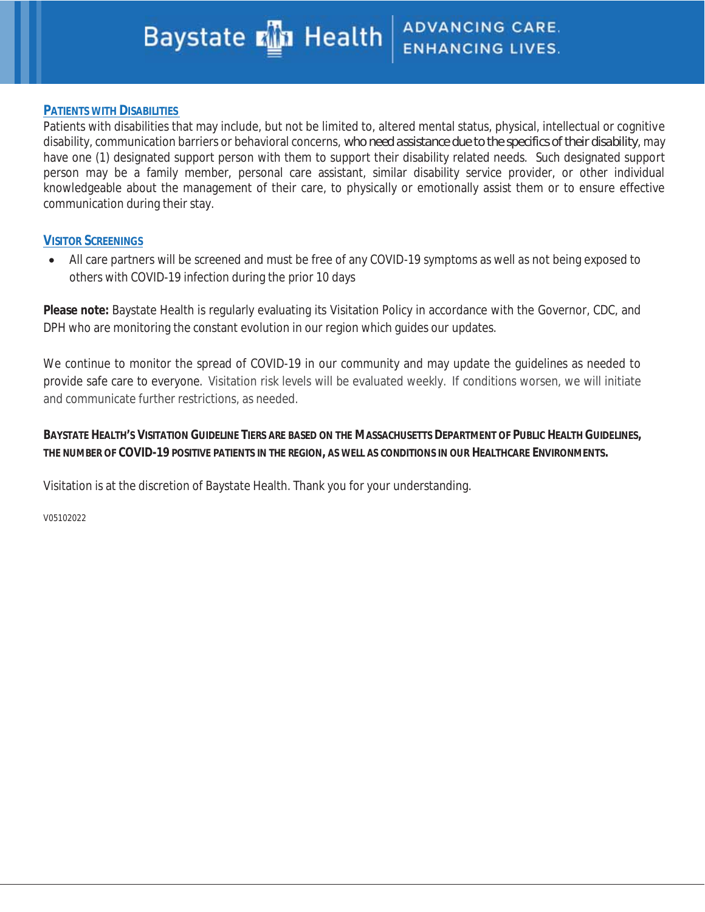## PATIENTS WITH DISABILITIES

Patients with disabilities that may include, but not be limited to, altered mental status, physical, intellectual or cognitive disability, communication barriers or behavioral concerns, who need assistance due to the specifics of their disability, may have one (1) designated support person with them to support their disability related needs. Such designated support person may be a family member, personal care assistant, similar disability service provider, or other individual knowledgeable about the management of their care, to physically or emotionally assist them or to ensure effective communication during their stay.

## VISITOR SCREENINGS

- All care partners will be screened and must be free of any COVID-19 symptoms as well as not being exposed to others with COVID-19 infection during the prior 10 days

**Please note:** Baystate Health is regularly evaluating its Visitation Policy in accordance with the Governor, CDC, and DPH who are monitoring the constant evolution in our region which guides our updates.

We continue to monitor the spread of COVID-19 in our community and may update the guidelines as needed to provide safe care to everyone. Visitation risk levels will be evaluated weekly. If conditions worsen, we will initiate and communicate further restrictions, as needed.

**BAYSTATE HEALTH'S VISITATION GUIDELINE TIERS ARE BASED ON THE MASSACHUSETTS DEPARTMENT OF PUBLIC HEALTH GUIDELINES, THE NUMBER OF COVID-19 POSITIVE PATIENTS IN THE REGION, AS WELL AS CONDITIONS IN OUR HEALTHCARE ENVIRONMENTS.**

Visitation is at the discretion of Baystate Health. Thank you for your understanding.

V05102022